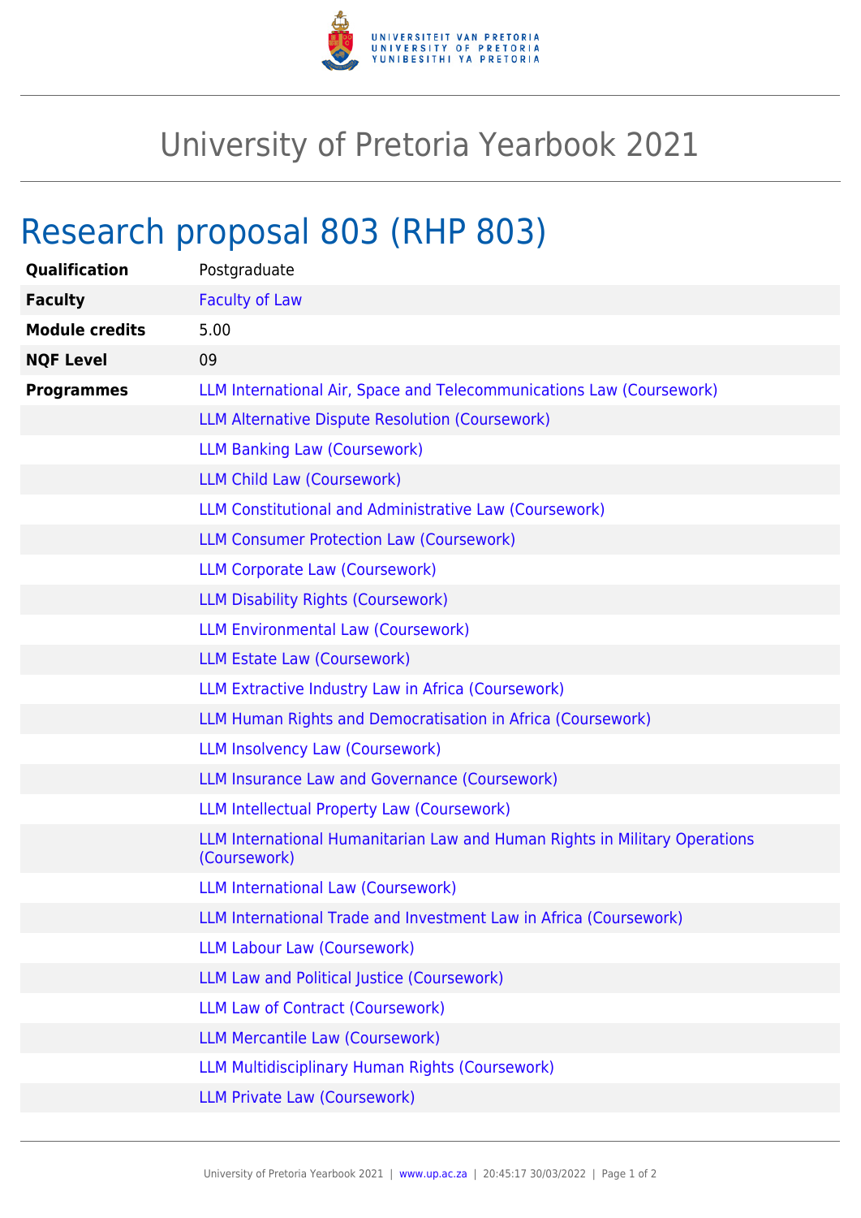# University of Pretoria Yearbook 2021

## Research proposal 803 (RHP 803)

| | |
|---|---|
| **Qualification** | Postgraduate |
| **Faculty** | Faculty of Law |
| **Module credits** | 5.00 |
| **NQF Level** | 09 |
| **Programmes** | LLM International Air, Space and Telecommunications Law (Coursework) |
| | LLM Alternative Dispute Resolution (Coursework) |
| | LLM Banking Law (Coursework) |
| | LLM Child Law (Coursework) |
| | LLM Constitutional and Administrative Law (Coursework) |
| | LLM Consumer Protection Law (Coursework) |
| | LLM Corporate Law (Coursework) |
| | LLM Disability Rights (Coursework) |
| | LLM Environmental Law (Coursework) |
| | LLM Estate Law (Coursework) |
| | LLM Extractive Industry Law in Africa (Coursework) |
| | LLM Human Rights and Democratisation in Africa (Coursework) |
| | LLM Insolvency Law (Coursework) |
| | LLM Insurance Law and Governance (Coursework) |
| | LLM Intellectual Property Law (Coursework) |
| | LLM International Humanitarian Law and Human Rights in Military Operations (Coursework) |
| | LLM International Law (Coursework) |
| | LLM International Trade and Investment Law in Africa (Coursework) |
| | LLM Labour Law (Coursework) |
| | LLM Law and Political Justice (Coursework) |
| | LLM Law of Contract (Coursework) |
| | LLM Mercantile Law (Coursework) |
| | LLM Multidisciplinary Human Rights (Coursework) |
| | LLM Private Law (Coursework) |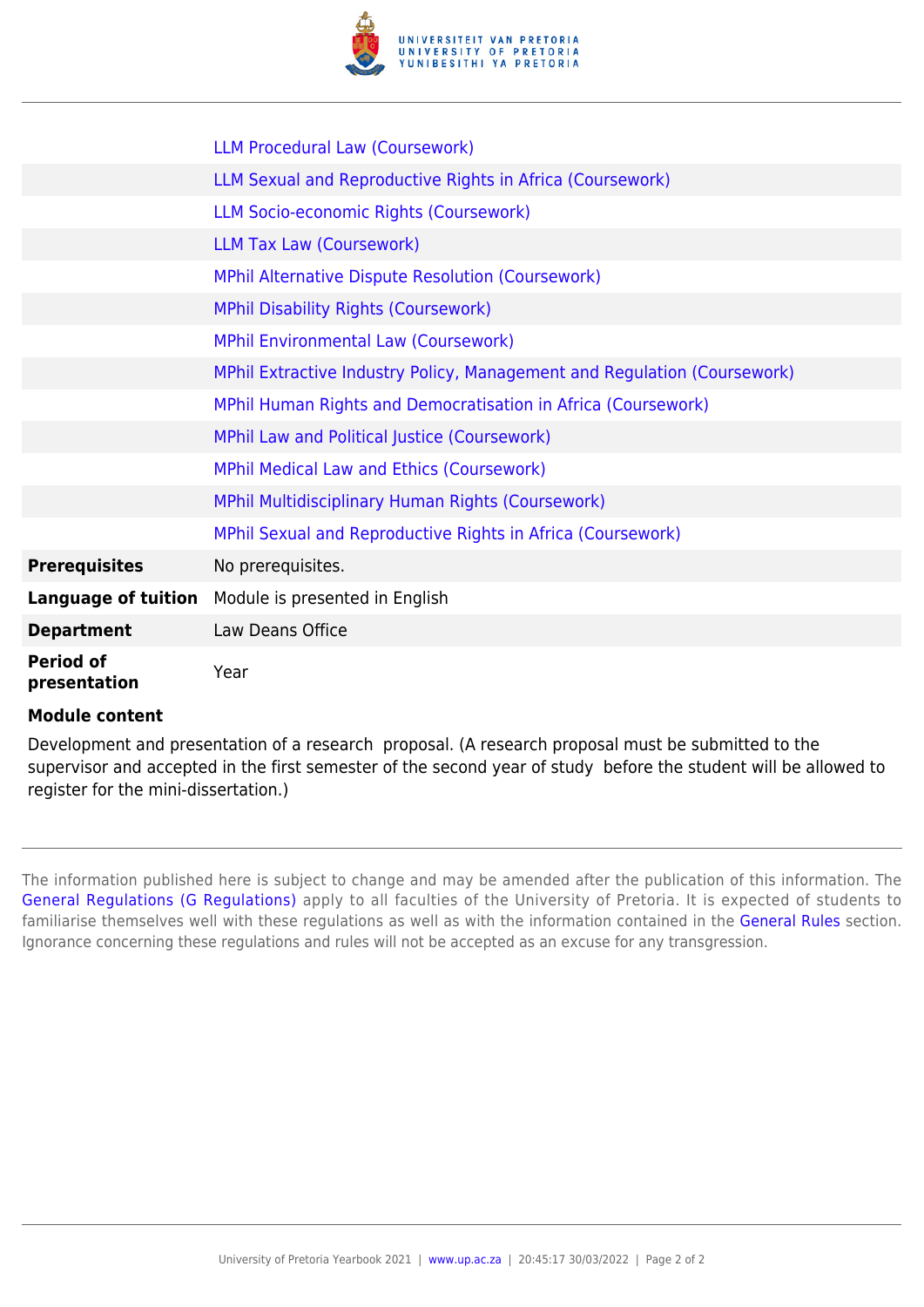| | |
|---|---|
| | LLM Procedural Law (Coursework) |
| | LLM Sexual and Reproductive Rights in Africa (Coursework) |
| | LLM Socio-economic Rights (Coursework) |
| | LLM Tax Law (Coursework) |
| | MPhil Alternative Dispute Resolution (Coursework) |
| | MPhil Disability Rights (Coursework) |
| | MPhil Environmental Law (Coursework) |
| | MPhil Extractive Industry Policy, Management and Regulation (Coursework) |
| | MPhil Human Rights and Democratisation in Africa (Coursework) |
| | MPhil Law and Political Justice (Coursework) |
| | MPhil Medical Law and Ethics (Coursework) |
| | MPhil Multidisciplinary Human Rights (Coursework) |
| | MPhil Sexual and Reproductive Rights in Africa (Coursework) |
| **Prerequisites** | No prerequisites. |
| **Language of tuition** | Module is presented in English |
| **Department** | Law Deans Office |
| **Period of presentation** | Year |

**Module content**

Development and presentation of a research proposal. (A research proposal must be submitted to the supervisor and accepted in the first semester of the second year of study before the student will be allowed to register for the mini-dissertation.)

The information published here is subject to change and may be amended after the publication of this information. The General Regulations (G Regulations) apply to all faculties of the University of Pretoria. It is expected of students to familiarise themselves well with these regulations as well as with the information contained in the General Rules section. Ignorance concerning these regulations and rules will not be accepted as an excuse for any transgression.